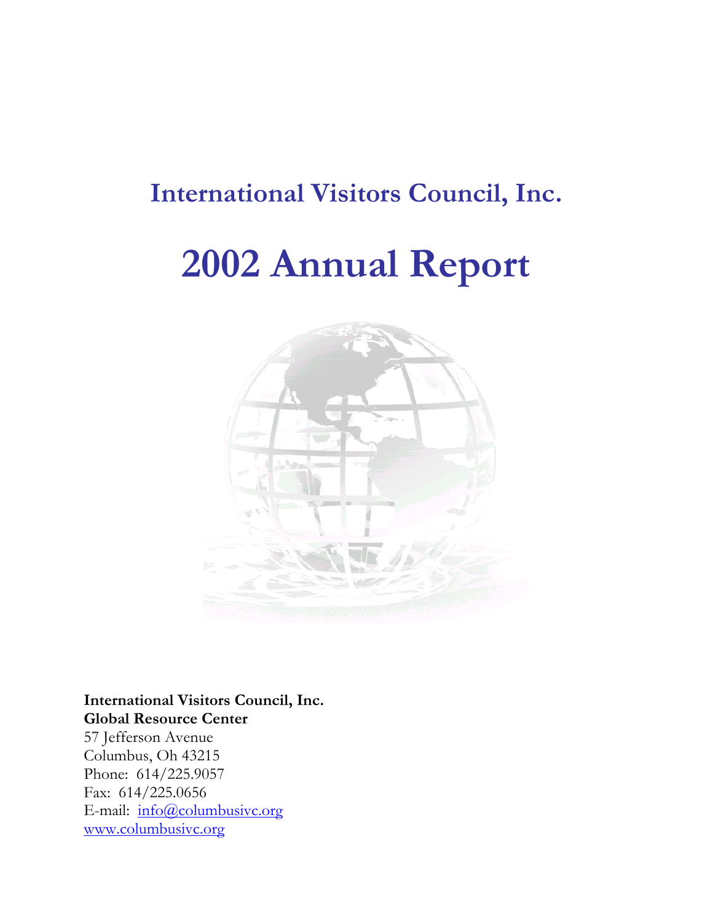## International Visitors Council, Inc.

# 2002 Annual Report

**International Visitors Council, Inc.**
**Global Resource Center**
57 Jefferson Avenue
Columbus, Oh 43215
Phone: 614/225.9057
Fax: 614/225.0656
E-mail: info@columbusivc.org
www.columbusivc.org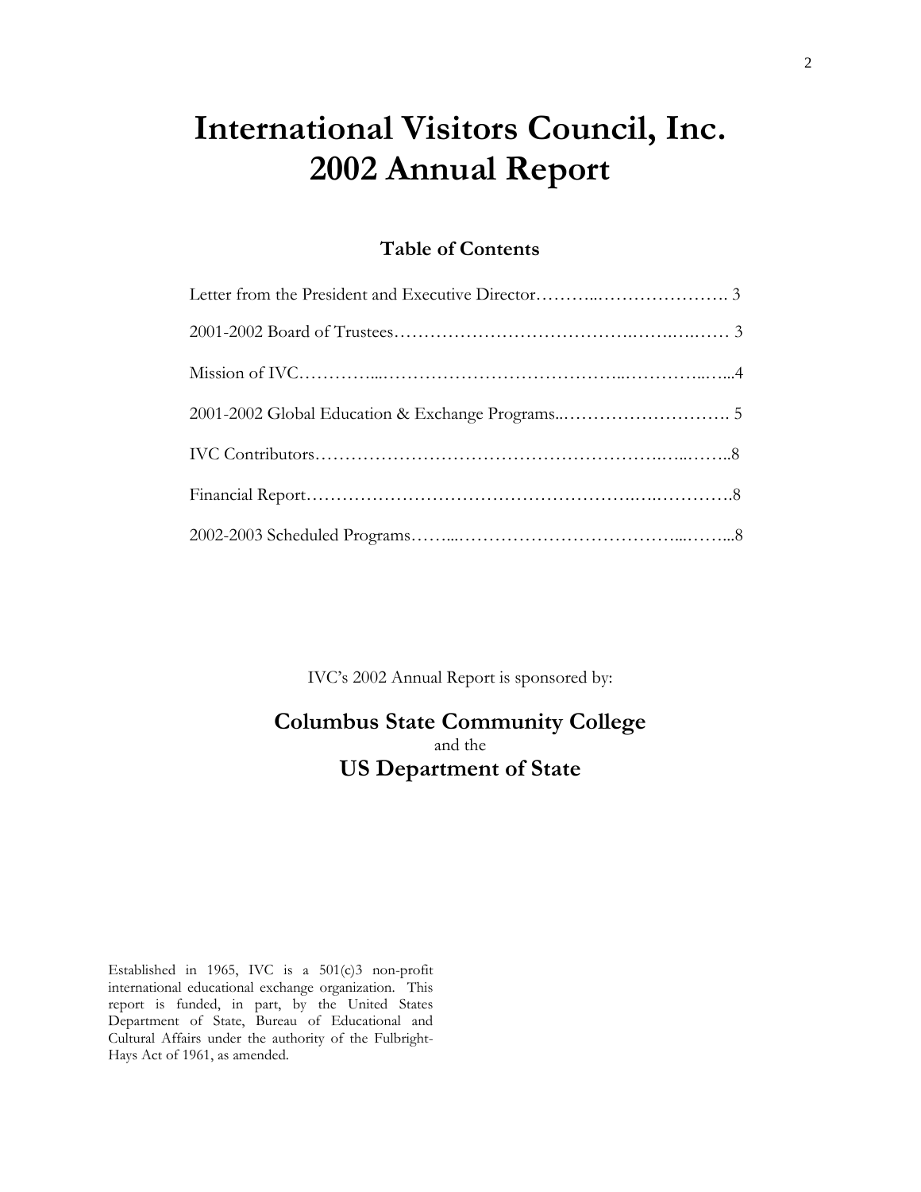# International Visitors Council, Inc.
# 2002 Annual Report

## Table of Contents

Letter from the President and Executive Director………..…………………. 3

2001-2002 Board of Trustees……………………………….…….….…… 3

Mission of IVC…………...………………………………..…………..…...4

2001-2002 Global Education & Exchange Programs..………………………. 5

IVC Contributors…………………………………………….….…..……..8

Financial Report……………………………………………….….………….8

2002-2003 Scheduled Programs……...……………………………...……...8

IVC's 2002 Annual Report is sponsored by:

**Columbus State Community College**
and the
**US Department of State**

Established in 1965, IVC is a 501(c)3 non-profit international educational exchange organization. This report is funded, in part, by the United States Department of State, Bureau of Educational and Cultural Affairs under the authority of the Fulbright-Hays Act of 1961, as amended.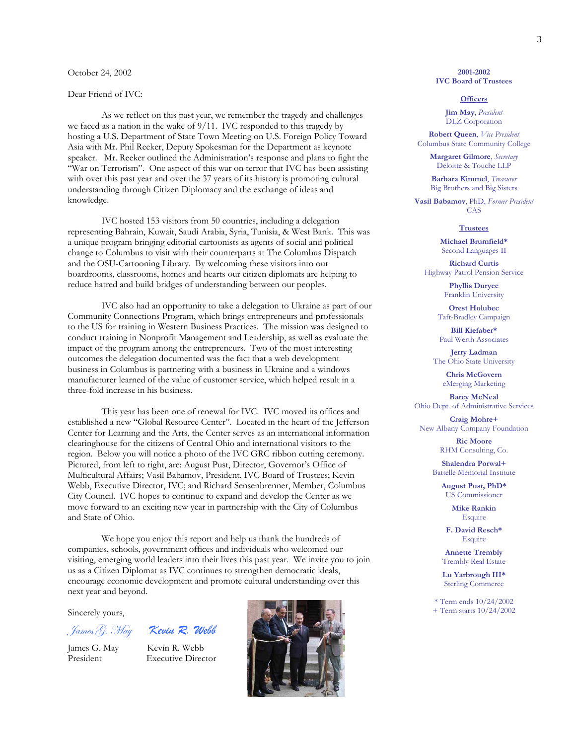October 24, 2002

Dear Friend of IVC:

As we reflect on this past year, we remember the tragedy and challenges we faced as a nation in the wake of 9/11. IVC responded to this tragedy by hosting a U.S. Department of State Town Meeting on U.S. Foreign Policy Toward Asia with Mr. Phil Reeker, Deputy Spokesman for the Department as keynote speaker. Mr. Reeker outlined the Administration's response and plans to fight the "War on Terrorism". One aspect of this war on terror that IVC has been assisting with over this past year and over the 37 years of its history is promoting cultural understanding through Citizen Diplomacy and the exchange of ideas and knowledge.

IVC hosted 153 visitors from 50 countries, including a delegation representing Bahrain, Kuwait, Saudi Arabia, Syria, Tunisia, & West Bank. This was a unique program bringing editorial cartoonists as agents of social and political change to Columbus to visit with their counterparts at The Columbus Dispatch and the OSU-Cartooning Library. By welcoming these visitors into our boardrooms, classrooms, homes and hearts our citizen diplomats are helping to reduce hatred and build bridges of understanding between our peoples.

IVC also had an opportunity to take a delegation to Ukraine as part of our Community Connections Program, which brings entrepreneurs and professionals to the US for training in Western Business Practices. The mission was designed to conduct training in Nonprofit Management and Leadership, as well as evaluate the impact of the program among the entrepreneurs. Two of the most interesting outcomes the delegation documented was the fact that a web development business in Columbus is partnering with a business in Ukraine and a windows manufacturer learned of the value of customer service, which helped result in a three-fold increase in his business.

This year has been one of renewal for IVC. IVC moved its offices and established a new "Global Resource Center". Located in the heart of the Jefferson Center for Learning and the Arts, the Center serves as an international information clearinghouse for the citizens of Central Ohio and international visitors to the region. Below you will notice a photo of the IVC GRC ribbon cutting ceremony. Pictured, from left to right, are: August Pust, Director, Governor's Office of Multicultural Affairs; Vasil Babamov, President, IVC Board of Trustees; Kevin Webb, Executive Director, IVC; and Richard Sensenbrenner, Member, Columbus City Council. IVC hopes to continue to expand and develop the Center as we move forward to an exciting new year in partnership with the City of Columbus and State of Ohio.

We hope you enjoy this report and help us thank the hundreds of companies, schools, government offices and individuals who welcomed our visiting, emerging world leaders into their lives this past year. We invite you to join us as a Citizen Diplomat as IVC continues to strengthen democratic ideals, encourage economic development and promote cultural understanding over this next year and beyond.

Sincerely yours,

*James G. May* *Kevin R. Webb*

James G. May
President

Kevin R. Webb
Executive Director

**2001-2002**
**IVC Board of Trustees**

**Officers**

**Jim May**, *President*
DLZ Corporation

**Robert Queen**, *Vice President*
Columbus State Community College

**Margaret Gilmore**, *Secretary*
Deloitte & Touche LLP

**Barbara Kimmel**, *Treasurer*
Big Brothers and Big Sisters

**Vasil Babamov**, PhD, *Former President*
CAS

**Trustees**

**Michael Brumfield***
Second Languages II

**Richard Curtis**
Highway Patrol Pension Service

**Phyllis Duryee**
Franklin University

**Orest Holubec**
Taft-Bradley Campaign

**Bill Kiefaber***
Paul Werth Associates

**Jerry Ladman**
The Ohio State University

**Chris McGovern**
eMerging Marketing

**Barcy McNeal**
Ohio Dept. of Administrative Services

**Craig Mohre+**
New Albany Company Foundation

**Ric Moore**
RHM Consulting, Co.

**Shalendra Porwal+**
Battelle Memorial Institute

**August Pust, PhD***
US Commissioner

**Mike Rankin**
Esquire

**F. David Resch***
Esquire

**Annette Trembly**
Trembly Real Estate

**Lu Yarbrough III***
Sterling Commerce

\* Term ends 10/24/2002
\+ Term starts 10/24/2002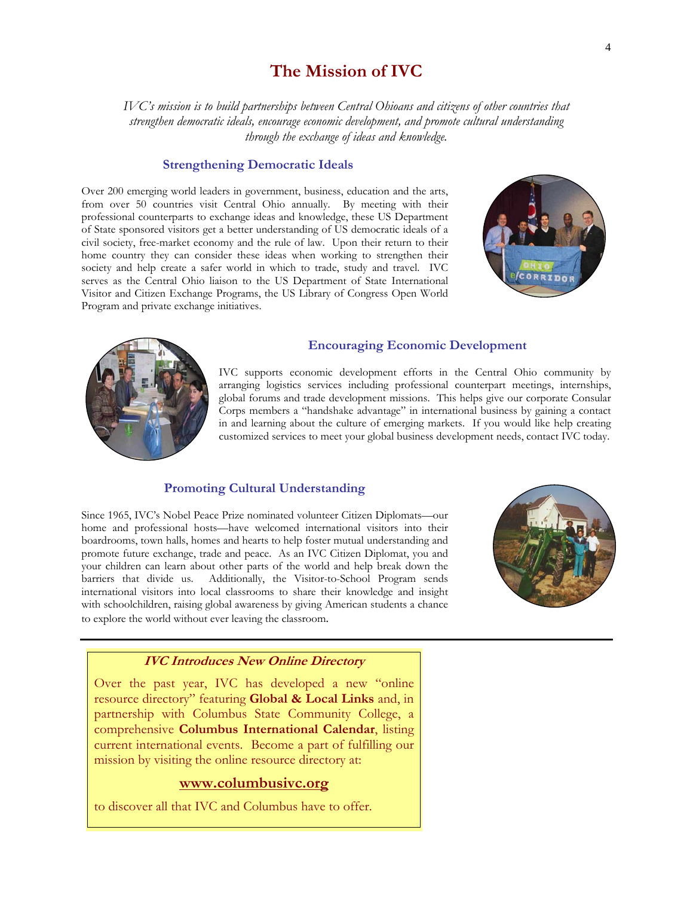# The Mission of IVC

*IVC's mission is to build partnerships between Central Ohioans and citizens of other countries that strengthen democratic ideals, encourage economic development, and promote cultural understanding through the exchange of ideas and knowledge.*

### Strengthening Democratic Ideals

Over 200 emerging world leaders in government, business, education and the arts, from over 50 countries visit Central Ohio annually. By meeting with their professional counterparts to exchange ideas and knowledge, these US Department of State sponsored visitors get a better understanding of US democratic ideals of a civil society, free-market economy and the rule of law. Upon their return to their home country they can consider these ideas when working to strengthen their society and help create a safer world in which to trade, study and travel. IVC serves as the Central Ohio liaison to the US Department of State International Visitor and Citizen Exchange Programs, the US Library of Congress Open World Program and private exchange initiatives.

### Encouraging Economic Development

IVC supports economic development efforts in the Central Ohio community by arranging logistics services including professional counterpart meetings, internships, global forums and trade development missions. This helps give our corporate Consular Corps members a "handshake advantage" in international business by gaining a contact in and learning about the culture of emerging markets. If you would like help creating customized services to meet your global business development needs, contact IVC today.

### Promoting Cultural Understanding

Since 1965, IVC's Nobel Peace Prize nominated volunteer Citizen Diplomats—our home and professional hosts—have welcomed international visitors into their boardrooms, town halls, homes and hearts to help foster mutual understanding and promote future exchange, trade and peace. As an IVC Citizen Diplomat, you and your children can learn about other parts of the world and help break down the barriers that divide us. Additionally, the Visitor-to-School Program sends international visitors into local classrooms to share their knowledge and insight with schoolchildren, raising global awareness by giving American students a chance to explore the world without ever leaving the classroom.

---

***IVC Introduces New Online Directory***

Over the past year, IVC has developed a new "online resource directory" featuring **Global & Local Links** and, in partnership with Columbus State Community College, a comprehensive **Columbus International Calendar**, listing current international events. Become a part of fulfilling our mission by visiting the online resource directory at:

**www.columbusivc.org**

to discover all that IVC and Columbus have to offer.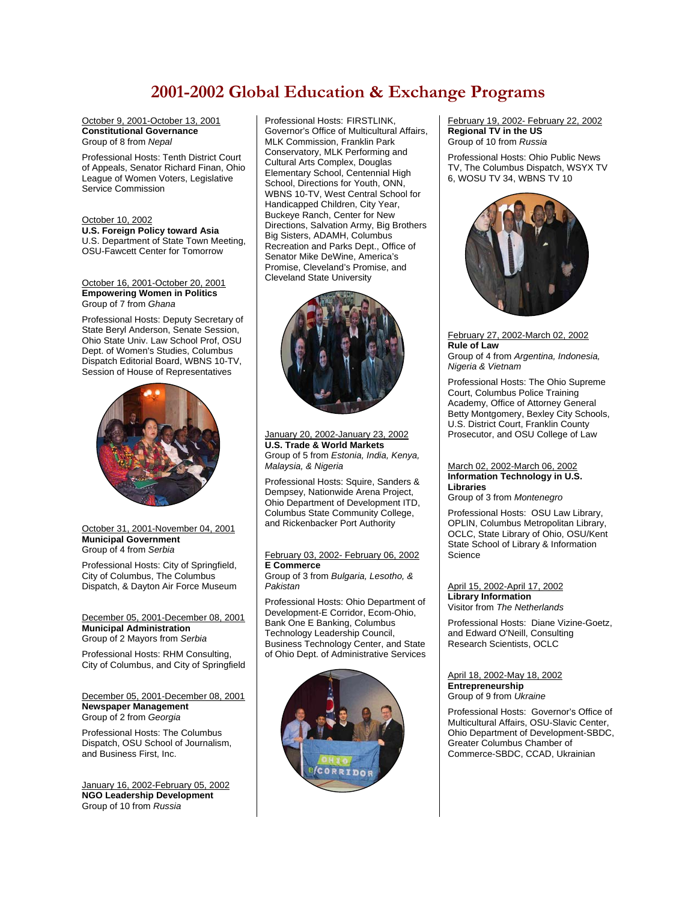# 2001-2002 Global Education & Exchange Programs

October 9, 2001-October 13, 2001
**Constitutional Governance**
Group of 8 from *Nepal*

Professional Hosts: Tenth District Court of Appeals, Senator Richard Finan, Ohio League of Women Voters, Legislative Service Commission

October 10, 2002
**U.S. Foreign Policy toward Asia**
U.S. Department of State Town Meeting, OSU-Fawcett Center for Tomorrow

October 16, 2001-October 20, 2001
**Empowering Women in Politics**
Group of 7 from *Ghana*

Professional Hosts: Deputy Secretary of State Beryl Anderson, Senate Session, Ohio State Univ. Law School Prof, OSU Dept. of Women's Studies, Columbus Dispatch Editorial Board, WBNS 10-TV, Session of House of Representatives

October 31, 2001-November 04, 2001
**Municipal Government**
Group of 4 from *Serbia*

Professional Hosts: City of Springfield, City of Columbus, The Columbus Dispatch, & Dayton Air Force Museum

December 05, 2001-December 08, 2001
**Municipal Administration**
Group of 2 Mayors from *Serbia*

Professional Hosts: RHM Consulting, City of Columbus, and City of Springfield

December 05, 2001-December 08, 2001
**Newspaper Management**
Group of 2 from *Georgia*

Professional Hosts: The Columbus Dispatch, OSU School of Journalism, and Business First, Inc.

January 16, 2002-February 05, 2002
**NGO Leadership Development**
Group of 10 from *Russia*

Professional Hosts: FIRSTLINK, Governor's Office of Multicultural Affairs, MLK Commission, Franklin Park Conservatory, MLK Performing and Cultural Arts Complex, Douglas Elementary School, Centennial High School, Directions for Youth, ONN, WBNS 10-TV, West Central School for Handicapped Children, City Year, Buckeye Ranch, Center for New Directions, Salvation Army, Big Brothers Big Sisters, ADAMH, Columbus Recreation and Parks Dept., Office of Senator Mike DeWine, America's Promise, Cleveland's Promise, and Cleveland State University

January 20, 2002-January 23, 2002
**U.S. Trade & World Markets**
Group of 5 from *Estonia, India, Kenya, Malaysia, & Nigeria*

Professional Hosts: Squire, Sanders & Dempsey, Nationwide Arena Project, Ohio Department of Development ITD, Columbus State Community College, and Rickenbacker Port Authority

February 03, 2002- February 06, 2002
**E Commerce**
Group of 3 from *Bulgaria, Lesotho, & Pakistan*

Professional Hosts: Ohio Department of Development-E Corridor, Ecom-Ohio, Bank One E Banking, Columbus Technology Leadership Council, Business Technology Center, and State of Ohio Dept. of Administrative Services

February 19, 2002- February 22, 2002
**Regional TV in the US**
Group of 10 from *Russia*

Professional Hosts: Ohio Public News TV, The Columbus Dispatch, WSYX TV 6, WOSU TV 34, WBNS TV 10

February 27, 2002-March 02, 2002
**Rule of Law**
Group of 4 from *Argentina, Indonesia, Nigeria & Vietnam*

Professional Hosts: The Ohio Supreme Court, Columbus Police Training Academy, Office of Attorney General Betty Montgomery, Bexley City Schools, U.S. District Court, Franklin County Prosecutor, and OSU College of Law

March 02, 2002-March 06, 2002
**Information Technology in U.S. Libraries**
Group of 3 from *Montenegro*

Professional Hosts: OSU Law Library, OPLIN, Columbus Metropolitan Library, OCLC, State Library of Ohio, OSU/Kent State School of Library & Information Science

April 15, 2002-April 17, 2002
**Library Information**
Visitor from *The Netherlands*

Professional Hosts: Diane Vizine-Goetz, and Edward O'Neill, Consulting Research Scientists, OCLC

April 18, 2002-May 18, 2002
**Entrepreneurship**
Group of 9 from *Ukraine*

Professional Hosts: Governor's Office of Multicultural Affairs, OSU-Slavic Center, Ohio Department of Development-SBDC, Greater Columbus Chamber of Commerce-SBDC, CCAD, Ukrainian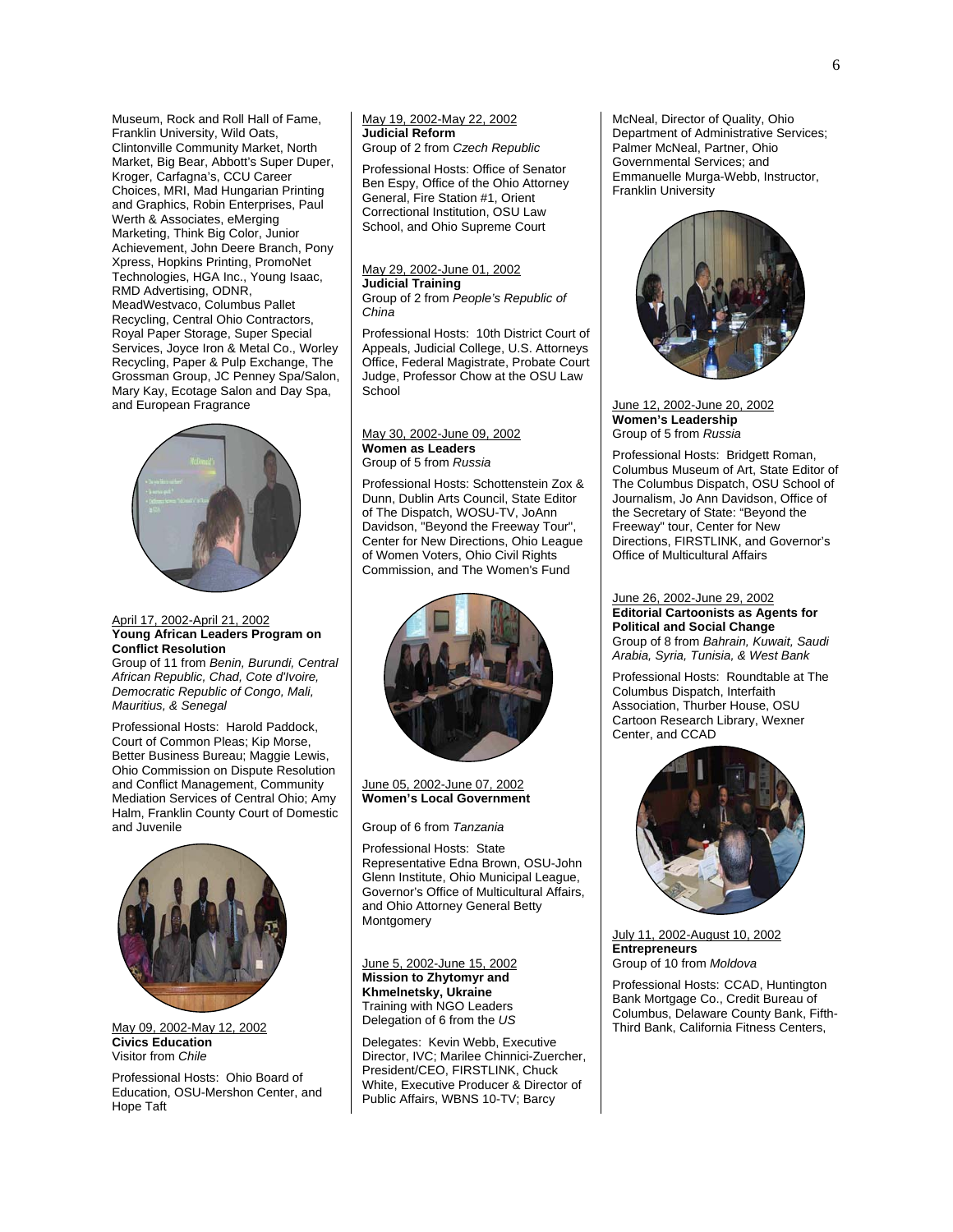Museum, Rock and Roll Hall of Fame, Franklin University, Wild Oats, Clintonville Community Market, North Market, Big Bear, Abbott's Super Duper, Kroger, Carfagna's, CCU Career Choices, MRI, Mad Hungarian Printing and Graphics, Robin Enterprises, Paul Werth & Associates, eMerging Marketing, Think Big Color, Junior Achievement, John Deere Branch, Pony Xpress, Hopkins Printing, PromoNet Technologies, HGA Inc., Young Isaac, RMD Advertising, ODNR, MeadWestvaco, Columbus Pallet Recycling, Central Ohio Contractors, Royal Paper Storage, Super Special Services, Joyce Iron & Metal Co., Worley Recycling, Paper & Pulp Exchange, The Grossman Group, JC Penney Spa/Salon, Mary Kay, Ecotage Salon and Day Spa, and European Fragrance

April 17, 2002-April 21, 2002
**Young African Leaders Program on Conflict Resolution**
Group of 11 from *Benin, Burundi, Central African Republic, Chad, Cote d'Ivoire, Democratic Republic of Congo, Mali, Mauritius, & Senegal*

Professional Hosts: Harold Paddock, Court of Common Pleas; Kip Morse, Better Business Bureau; Maggie Lewis, Ohio Commission on Dispute Resolution and Conflict Management, Community Mediation Services of Central Ohio; Amy Halm, Franklin County Court of Domestic and Juvenile

May 09, 2002-May 12, 2002
**Civics Education**
Visitor from *Chile*

Professional Hosts: Ohio Board of Education, OSU-Mershon Center, and Hope Taft

May 19, 2002-May 22, 2002
**Judicial Reform**
Group of 2 from *Czech Republic*

Professional Hosts: Office of Senator Ben Espy, Office of the Ohio Attorney General, Fire Station #1, Orient Correctional Institution, OSU Law School, and Ohio Supreme Court

May 29, 2002-June 01, 2002
**Judicial Training**
Group of 2 from *People's Republic of China*

Professional Hosts: 10th District Court of Appeals, Judicial College, U.S. Attorneys Office, Federal Magistrate, Probate Court Judge, Professor Chow at the OSU Law School

May 30, 2002-June 09, 2002
**Women as Leaders**
Group of 5 from *Russia*

Professional Hosts: Schottenstein Zox & Dunn, Dublin Arts Council, State Editor of The Dispatch, WOSU-TV, JoAnn Davidson, "Beyond the Freeway Tour", Center for New Directions, Ohio League of Women Voters, Ohio Civil Rights Commission, and The Women's Fund

June 05, 2002-June 07, 2002
**Women's Local Government**

Group of 6 from *Tanzania*

Professional Hosts: State Representative Edna Brown, OSU-John Glenn Institute, Ohio Municipal League, Governor's Office of Multicultural Affairs, and Ohio Attorney General Betty Montgomery

June 5, 2002-June 15, 2002
**Mission to Zhytomyr and Khmelnetsky, Ukraine**
Training with NGO Leaders
Delegation of 6 from the *US*

Delegates: Kevin Webb, Executive Director, IVC; Marilee Chinnici-Zuercher, President/CEO, FIRSTLINK, Chuck White, Executive Producer & Director of Public Affairs, WBNS 10-TV; Barcy McNeal, Director of Quality, Ohio Department of Administrative Services; Palmer McNeal, Partner, Ohio Governmental Services; and Emmanuelle Murga-Webb, Instructor, Franklin University

June 12, 2002-June 20, 2002
**Women's Leadership**
Group of 5 from *Russia*

Professional Hosts: Bridgett Roman, Columbus Museum of Art, State Editor of The Columbus Dispatch, OSU School of Journalism, Jo Ann Davidson, Office of the Secretary of State: "Beyond the Freeway" tour, Center for New Directions, FIRSTLINK, and Governor's Office of Multicultural Affairs

June 26, 2002-June 29, 2002
**Editorial Cartoonists as Agents for Political and Social Change**
Group of 8 from *Bahrain, Kuwait, Saudi Arabia, Syria, Tunisia, & West Bank*

Professional Hosts: Roundtable at The Columbus Dispatch, Interfaith Association, Thurber House, OSU Cartoon Research Library, Wexner Center, and CCAD

July 11, 2002-August 10, 2002
**Entrepreneurs**
Group of 10 from *Moldova*

Professional Hosts: CCAD, Huntington Bank Mortgage Co., Credit Bureau of Columbus, Delaware County Bank, Fifth-Third Bank, California Fitness Centers,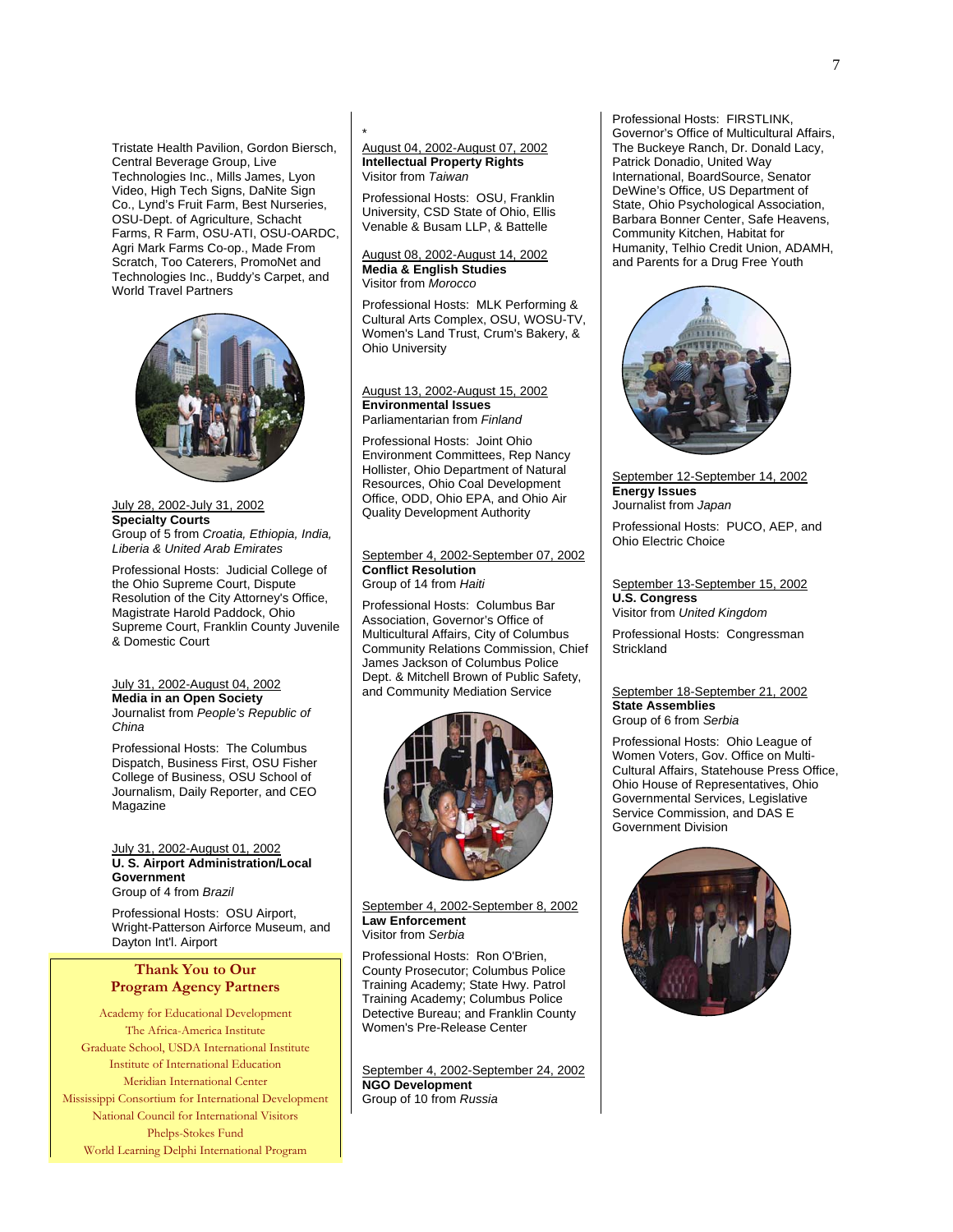Tristate Health Pavilion, Gordon Biersch, Central Beverage Group, Live Technologies Inc., Mills James, Lyon Video, High Tech Signs, DaNite Sign Co., Lynd's Fruit Farm, Best Nurseries, OSU-Dept. of Agriculture, Schacht Farms, R Farm, OSU-ATI, OSU-OARDC, Agri Mark Farms Co-op., Made From Scratch, Too Caterers, PromoNet and Technologies Inc., Buddy's Carpet, and World Travel Partners

July 28, 2002-July 31, 2002
**Specialty Courts**
Group of 5 from *Croatia, Ethiopia, India, Liberia & United Arab Emirates*

Professional Hosts: Judicial College of the Ohio Supreme Court, Dispute Resolution of the City Attorney's Office, Magistrate Harold Paddock, Ohio Supreme Court, Franklin County Juvenile & Domestic Court

July 31, 2002-August 04, 2002
**Media in an Open Society**
Journalist from *People's Republic of China*

Professional Hosts: The Columbus Dispatch, Business First, OSU Fisher College of Business, OSU School of Journalism, Daily Reporter, and CEO Magazine

July 31, 2002-August 01, 2002
**U. S. Airport Administration/Local Government**
Group of 4 from *Brazil*

Professional Hosts: OSU Airport, Wright-Patterson Airforce Museum, and Dayton Int'l. Airport

**Thank You to Our Program Agency Partners**

Academy for Educational Development
The Africa-America Institute
Graduate School, USDA International Institute
Institute of International Education
Meridian International Center
Mississippi Consortium for International Development
National Council for International Visitors
Phelps-Stokes Fund
World Learning Delphi International Program

*

August 04, 2002-August 07, 2002
**Intellectual Property Rights**
Visitor from *Taiwan*

Professional Hosts: OSU, Franklin University, CSD State of Ohio, Ellis Venable & Busam LLP, & Battelle

August 08, 2002-August 14, 2002
**Media & English Studies**
Visitor from *Morocco*

Professional Hosts: MLK Performing & Cultural Arts Complex, OSU, WOSU-TV, Women's Land Trust, Crum's Bakery, & Ohio University

August 13, 2002-August 15, 2002
**Environmental Issues**
Parliamentarian from *Finland*

Professional Hosts: Joint Ohio Environment Committees, Rep Nancy Hollister, Ohio Department of Natural Resources, Ohio Coal Development Office, ODD, Ohio EPA, and Ohio Air Quality Development Authority

September 4, 2002-September 07, 2002
**Conflict Resolution**
Group of 14 from *Haiti*

Professional Hosts: Columbus Bar Association, Governor's Office of Multicultural Affairs, City of Columbus Community Relations Commission, Chief James Jackson of Columbus Police Dept. & Mitchell Brown of Public Safety, and Community Mediation Service

September 4, 2002-September 8, 2002
**Law Enforcement**
Visitor from *Serbia*

Professional Hosts: Ron O'Brien, County Prosecutor; Columbus Police Training Academy; State Hwy. Patrol Training Academy; Columbus Police Detective Bureau; and Franklin County Women's Pre-Release Center

September 4, 2002-September 24, 2002
**NGO Development**
Group of 10 from *Russia*

Professional Hosts: FIRSTLINK, Governor's Office of Multicultural Affairs, The Buckeye Ranch, Dr. Donald Lacy, Patrick Donadio, United Way International, BoardSource, Senator DeWine's Office, US Department of State, Ohio Psychological Association, Barbara Bonner Center, Safe Heavens, Community Kitchen, Habitat for Humanity, Telhio Credit Union, ADAMH, and Parents for a Drug Free Youth

September 12-September 14, 2002
**Energy Issues**
Journalist from *Japan*

Professional Hosts: PUCO, AEP, and Ohio Electric Choice

September 13-September 15, 2002
**U.S. Congress**
Visitor from *United Kingdom*

Professional Hosts: Congressman Strickland

September 18-September 21, 2002
**State Assemblies**
Group of 6 from *Serbia*

Professional Hosts: Ohio League of Women Voters, Gov. Office on Multi-Cultural Affairs, Statehouse Press Office, Ohio House of Representatives, Ohio Governmental Services, Legislative Service Commission, and DAS E Government Division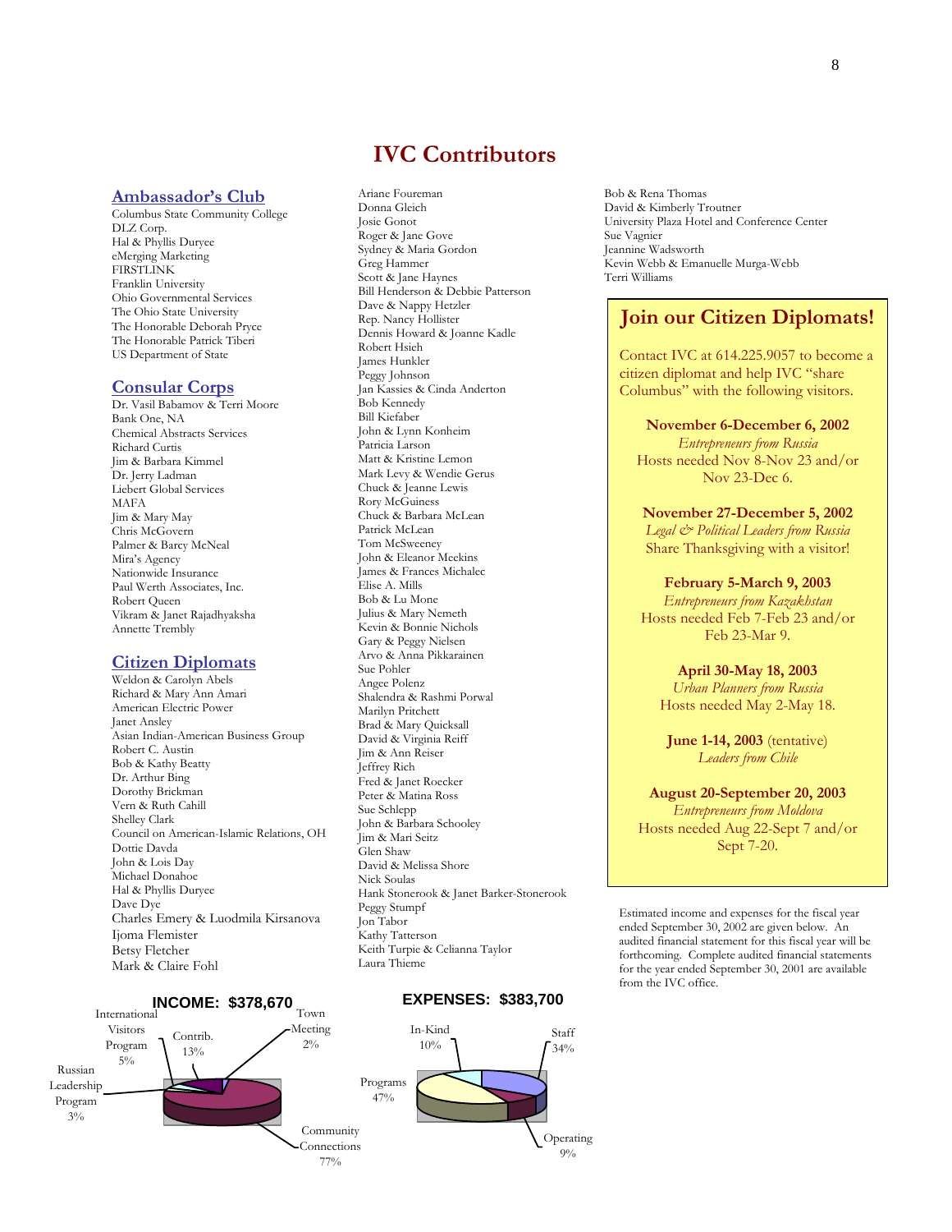# IVC Contributors

## Ambassador's Club

Columbus State Community College
DLZ Corp.
Hal & Phyllis Duryee
eMerging Marketing
FIRSTLINK
Franklin University
Ohio Governmental Services
The Ohio State University
The Honorable Deborah Pryce
The Honorable Patrick Tiberi
US Department of State

## Consular Corps

Dr. Vasil Babamov & Terri Moore
Bank One, NA
Chemical Abstracts Services
Richard Curtis
Jim & Barbara Kimmel
Dr. Jerry Ladman
Liebert Global Services
MAFA
Jim & Mary May
Chris McGovern
Palmer & Barcy McNeal
Mira's Agency
Nationwide Insurance
Paul Werth Associates, Inc.
Robert Queen
Vikram & Janet Rajadhyaksha
Annette Trembly

## Citizen Diplomats

Weldon & Carolyn Abels
Richard & Mary Ann Amari
American Electric Power
Janet Ansley
Asian Indian-American Business Group
Robert C. Austin
Bob & Kathy Beatty
Dr. Arthur Bing
Dorothy Brickman
Vern & Ruth Cahill
Shelley Clark
Council on American-Islamic Relations, OH
Dottie Davda
John & Lois Day
Michael Donahoe
Hal & Phyllis Duryee
Dave Dye
Charles Emery & Luodmila Kirsanova
Ijoma Flemister
Betsy Fletcher
Mark & Claire Fohl
Ariane Foureman
Donna Gleich
Josie Gonot
Roger & Jane Gove
Sydney & Maria Gordon
Greg Hammer
Scott & Jane Haynes
Bill Henderson & Debbie Patterson
Dave & Nappy Hetzler
Rep. Nancy Hollister
Dennis Howard & Joanne Kadle
Robert Hsieh
James Hunkler
Peggy Johnson
Jan Kassies & Cinda Anderton
Bob Kennedy
Bill Kiefaber
John & Lynn Konheim
Patricia Larson
Matt & Kristine Lemon
Mark Levy & Wendie Gerus
Chuck & Jeanne Lewis
Rory McGuiness
Chuck & Barbara McLean
Patrick McLean
Tom McSweeney
John & Eleanor Meekins
James & Frances Michalec
Elise A. Mills
Bob & Lu Mone
Julius & Mary Nemeth
Kevin & Bonnie Nichols
Gary & Peggy Nielsen
Arvo & Anna Pikkarainen
Sue Pohler
Angee Polenz
Shalendra & Rashmi Porwal
Marilyn Pritchett
Brad & Mary Quicksall
David & Virginia Reiff
Jim & Ann Reiser
Jeffrey Rich
Fred & Janet Roecker
Peter & Matina Ross
Sue Schlepp
John & Barbara Schooley
Jim & Mari Seitz
Glen Shaw
David & Melissa Shore
Nick Soulas
Hank Stonerook & Janet Barker-Stonerook
Peggy Stumpf
Jon Tabor
Kathy Tatterson
Keith Turpie & Celianna Taylor
Laura Thieme
Bob & Rena Thomas
David & Kimberly Troutner
University Plaza Hotel and Conference Center
Sue Vagnier
Jeannine Wadsworth
Kevin Webb & Emanuelle Murga-Webb
Terri Williams

## Join our Citizen Diplomats!

Contact IVC at 614.225.9057 to become a citizen diplomat and help IVC "share Columbus" with the following visitors.

**November 6-December 6, 2002**
*Entrepreneurs from Russia*
Hosts needed Nov 8-Nov 23 and/or Nov 23-Dec 6.

**November 27-December 5, 2002**
*Legal & Political Leaders from Russia*
Share Thanksgiving with a visitor!

**February 5-March 9, 2003**
*Entrepreneurs from Kazakhstan*
Hosts needed Feb 7-Feb 23 and/or Feb 23-Mar 9.

**April 30-May 18, 2003**
*Urban Planners from Russia*
Hosts needed May 2-May 18.

**June 1-14, 2003** (tentative)
*Leaders from Chile*

**August 20-September 20, 2003**
*Entrepreneurs from Moldova*
Hosts needed Aug 22-Sept 7 and/or Sept 7-20.

Estimated income and expenses for the fiscal year ended September 30, 2002 are given below. An audited financial statement for this fiscal year will be forthcoming. Complete audited financial statements for the year ended September 30, 2001 are available from the IVC office.

**INCOME: $378,670**

International Visitors Program 5%
Contrib. 13%
Town Meeting 2%
Russian Leadership Program 3%
Community Connections 77%

**EXPENSES: $383,700**

In-Kind 10%
Staff 34%
Programs 47%
Operating 9%